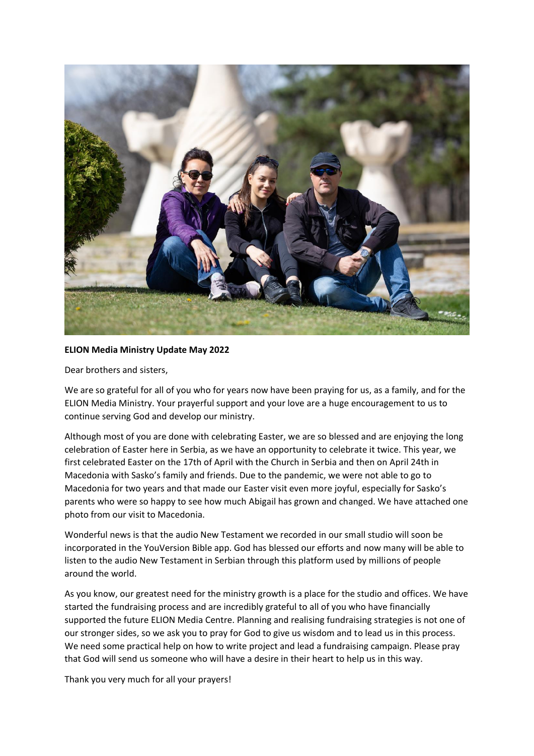**ELION Media Ministry Update May 2022**

Dear brothers and sisters,

We are so grateful for all of you who for years now have been praying for us, as a family, and for the ELION Media Ministry. Your prayerful support and your love are a huge encouragement to us to continue serving God and develop our ministry.

Although most of you are done with celebrating Easter, we are so blessed and are enjoying the long celebration of Easter here in Serbia, as we have an opportunity to celebrate it twice. This year, we first celebrated Easter on the 17th of April with the Church in Serbia and then on April 24th in Macedonia with Sasko's family and friends. Due to the pandemic, we were not able to go to Macedonia for two years and that made our Easter visit even more joyful, especially for Sasko's parents who were so happy to see how much Abigail has grown and changed. We have attached one photo from our visit to Macedonia.

Wonderful news is that the audio New Testament we recorded in our small studio will soon be incorporated in the YouVersion Bible app. God has blessed our efforts and now many will be able to listen to the audio New Testament in Serbian through this platform used by millions of people around the world.

As you know, our greatest need for the ministry growth is a place for the studio and offices. We have started the fundraising process and are incredibly grateful to all of you who have financially supported the future ELION Media Centre. Planning and realising fundraising strategies is not one of our stronger sides, so we ask you to pray for God to give us wisdom and to lead us in this process. We need some practical help on how to write project and lead a fundraising campaign. Please pray that God will send us someone who will have a desire in their heart to help us in this way.

Thank you very much for all your prayers!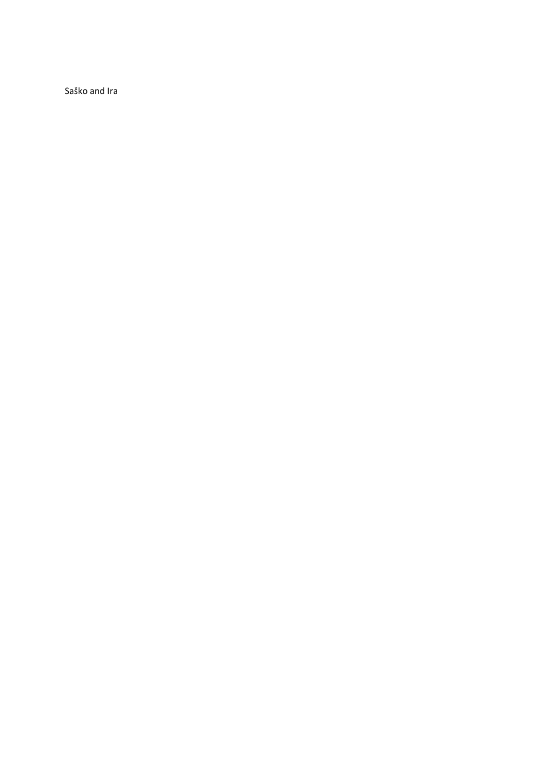Saško and Ira